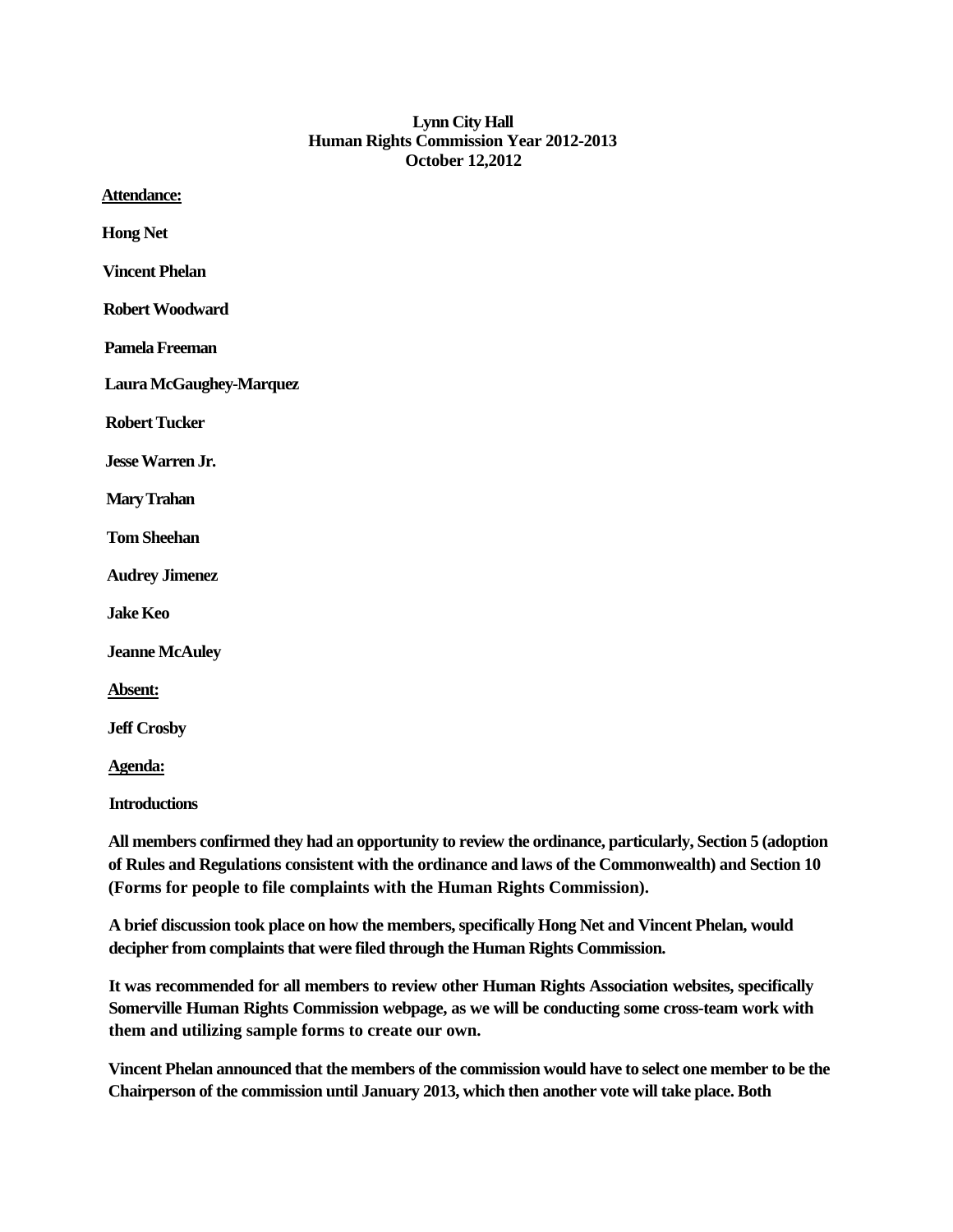**Lynn City Hall**
**Human Rights Commission Year 2012-2013**
**October 12,2012**

**Attendance:**

**Hong Net**

**Vincent Phelan**

**Robert Woodward**

**Pamela Freeman**

**Laura McGaughey-Marquez**

**Robert Tucker**

**Jesse Warren Jr.**

**Mary Trahan**

**Tom Sheehan**

**Audrey Jimenez**

**Jake Keo**

**Jeanne McAuley**

**Absent:**

**Jeff Crosby**

**Agenda:**

**Introductions**

**All members confirmed they had an opportunity to review the ordinance, particularly, Section 5 (adoption of Rules and Regulations consistent with the ordinance and laws of the Commonwealth) and Section 10 (Forms for people to file complaints with the Human Rights Commission).**

**A brief discussion took place on how the members, specifically Hong Net and Vincent Phelan, would decipher from complaints that were filed through the Human Rights Commission.**

**It was recommended for all members to review other Human Rights Association websites, specifically Somerville Human Rights Commission webpage, as we will be conducting some cross-team work with them and utilizing sample forms to create our own.**

**Vincent Phelan announced that the members of the commission would have to select one member to be the Chairperson of the commission until January 2013, which then another vote will take place. Both**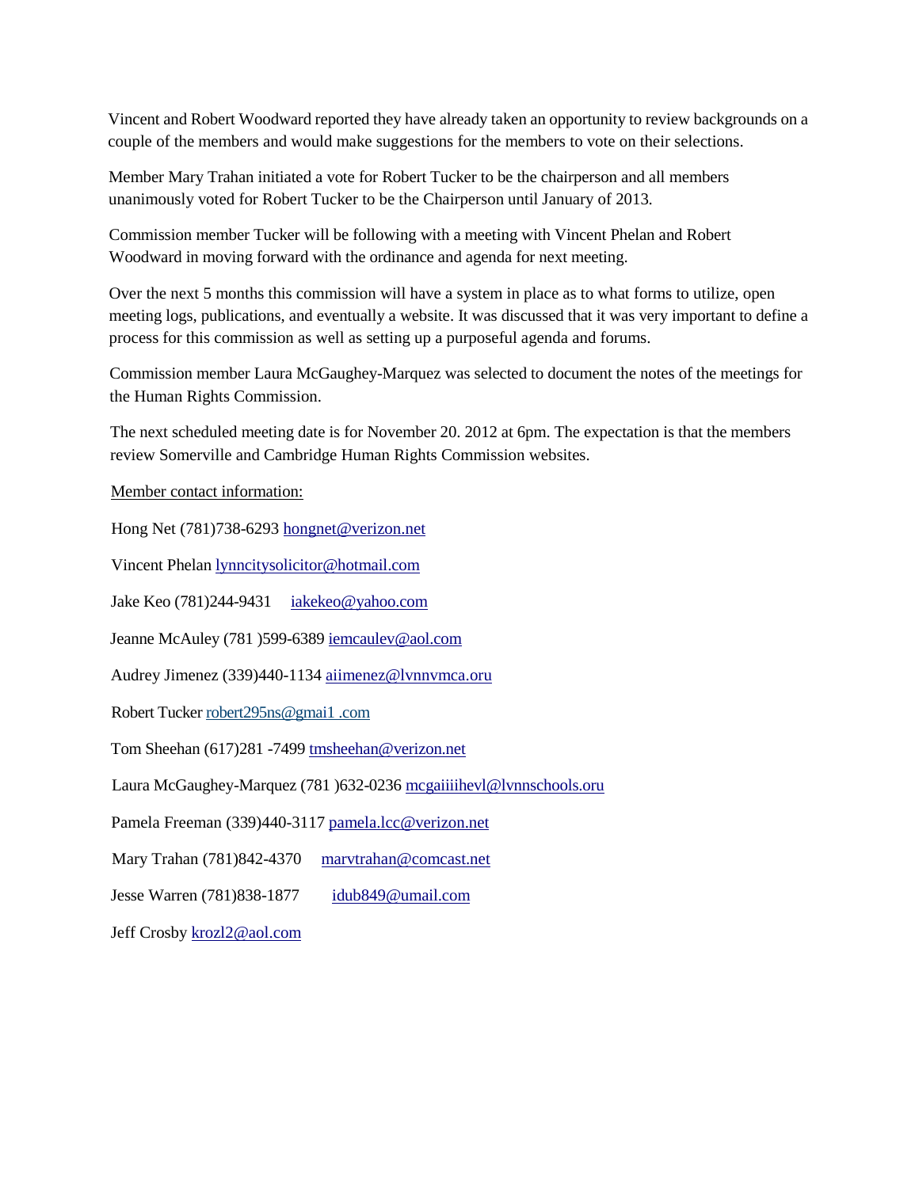Vincent and Robert Woodward reported they have already taken an opportunity to review backgrounds on a couple of the members and would make suggestions for the members to vote on their selections.

Member Mary Trahan initiated a vote for Robert Tucker to be the chairperson and all members unanimously voted for Robert Tucker to be the Chairperson until January of 2013.

Commission member Tucker will be following with a meeting with Vincent Phelan and Robert Woodward in moving forward with the ordinance and agenda for next meeting.

Over the next 5 months this commission will have a system in place as to what forms to utilize, open meeting logs, publications, and eventually a website. It was discussed that it was very important to define a process for this commission as well as setting up a purposeful agenda and forums.

Commission member Laura McGaughey-Marquez was selected to document the notes of the meetings for the Human Rights Commission.

The next scheduled meeting date is for November 20. 2012 at 6pm. The expectation is that the members review Somerville and Cambridge Human Rights Commission websites.

Member contact information:

Hong Net (781)738-6293 hongnet@verizon.net

Vincent Phelan lynncitysolicitor@hotmail.com

Jake Keo (781)244-9431 iakekeo@yahoo.com

Jeanne McAuley (781 )599-6389 iemcaulev@aol.com

Audrey Jimenez (339)440-1134 aiimenez@lvnnvmca.oru

Robert Tucker robert295ns@gmai1 .com

Tom Sheehan (617)281 -7499 tmsheehan@verizon.net

Laura McGaughey-Marquez (781 )632-0236 mcgaiiiihevl@lvnnschools.oru

Pamela Freeman (339)440-3117 pamela.lcc@verizon.net

Mary Trahan (781)842-4370 marvtrahan@comcast.net

Jesse Warren (781)838-1877 idub849@umail.com

Jeff Crosby krozl2@aol.com